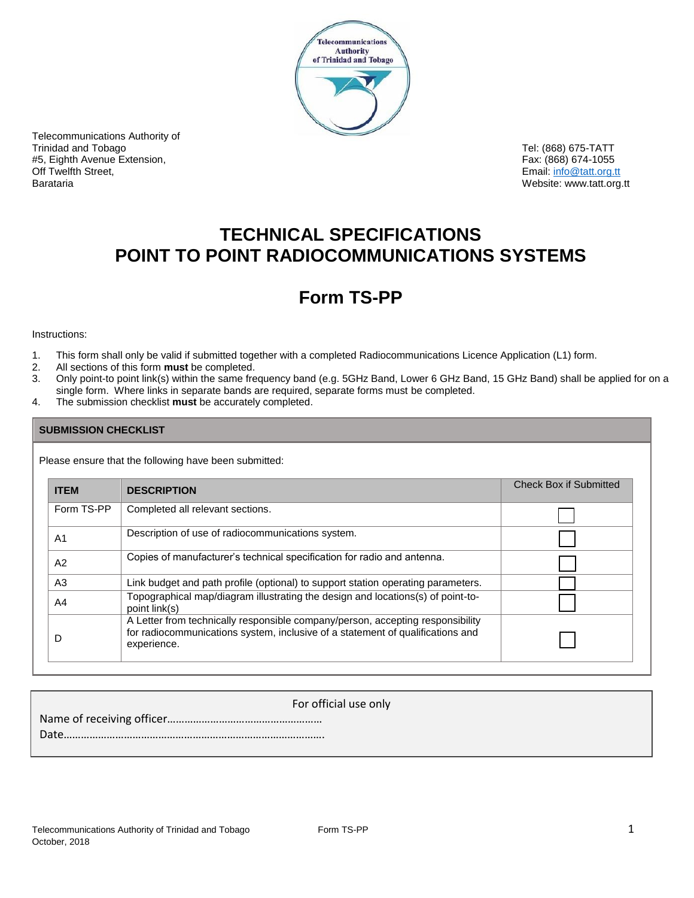Telecommunications Authority of Trinidad and Tobago
#5, Eighth Avenue Extension,
Off Twelfth Street,
Barataria

Tel: (868) 675-TATT
Fax: (868) 674-1055
Email: info@tatt.org.tt
Website: www.tatt.org.tt

# TECHNICAL SPECIFICATIONS
# POINT TO POINT RADIOCOMMUNICATIONS SYSTEMS

## Form TS-PP

Instructions:

1. This form shall only be valid if submitted together with a completed Radiocommunications Licence Application (L1) form.
2. All sections of this form **must** be completed.
3. Only point-to point link(s) within the same frequency band (e.g. 5GHz Band, Lower 6 GHz Band, 15 GHz Band) shall be applied for on a single form. Where links in separate bands are required, separate forms must be completed.
4. The submission checklist **must** be accurately completed.

**SUBMISSION CHECKLIST**

Please ensure that the following have been submitted:

| ITEM | DESCRIPTION | Check Box if Submitted |
|---|---|---|
| Form TS-PP | Completed all relevant sections. | ☐ |
| A1 | Description of use of radiocommunications system. | ☐ |
| A2 | Copies of manufacturer's technical specification for radio and antenna. | ☐ |
| A3 | Link budget and path profile (optional) to support station operating parameters. | ☐ |
| A4 | Topographical map/diagram illustrating the design and locations(s) of point-to-point link(s) | ☐ |
| D | A Letter from technically responsible company/person, accepting responsibility for radiocommunications system, inclusive of a statement of qualifications and experience. | ☐ |

For official use only

Name of receiving officer……………………………………………

Date……………………………………………………………………………….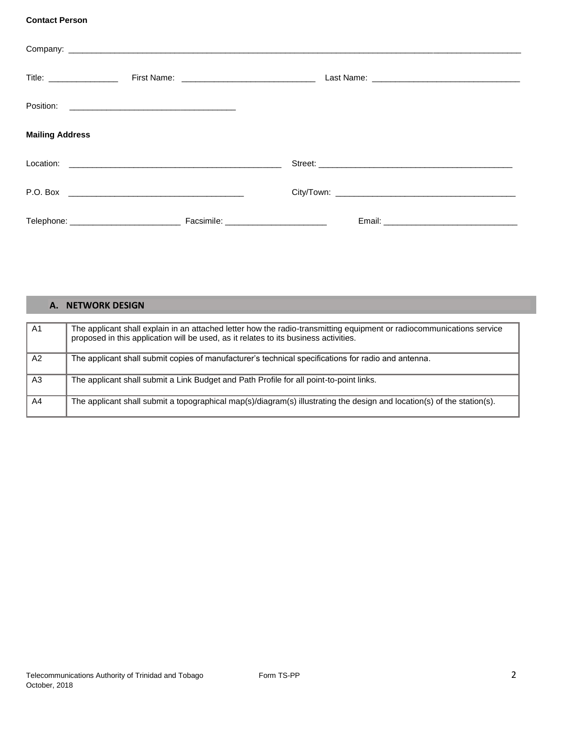**Contact Person**

Company: ________________________________________________________________________________________

Title: _______________ First Name: ____________________________ Last Name: _______________________________

Position: ___________________________________

**Mailing Address**

Location: _____________________________________________ Street: _________________________________________

P.O. Box _____________________________________ City/Town: ______________________________________

Telephone: _______________________ Facsimile: _____________________ Email: ____________________________

## A. NETWORK DESIGN

| | |
|---|---|
| A1 | The applicant shall explain in an attached letter how the radio-transmitting equipment or radiocommunications service proposed in this application will be used, as it relates to its business activities. |
| A2 | The applicant shall submit copies of manufacturer's technical specifications for radio and antenna. |
| A3 | The applicant shall submit a Link Budget and Path Profile for all point-to-point links. |
| A4 | The applicant shall submit a topographical map(s)/diagram(s) illustrating the design and location(s) of the station(s). |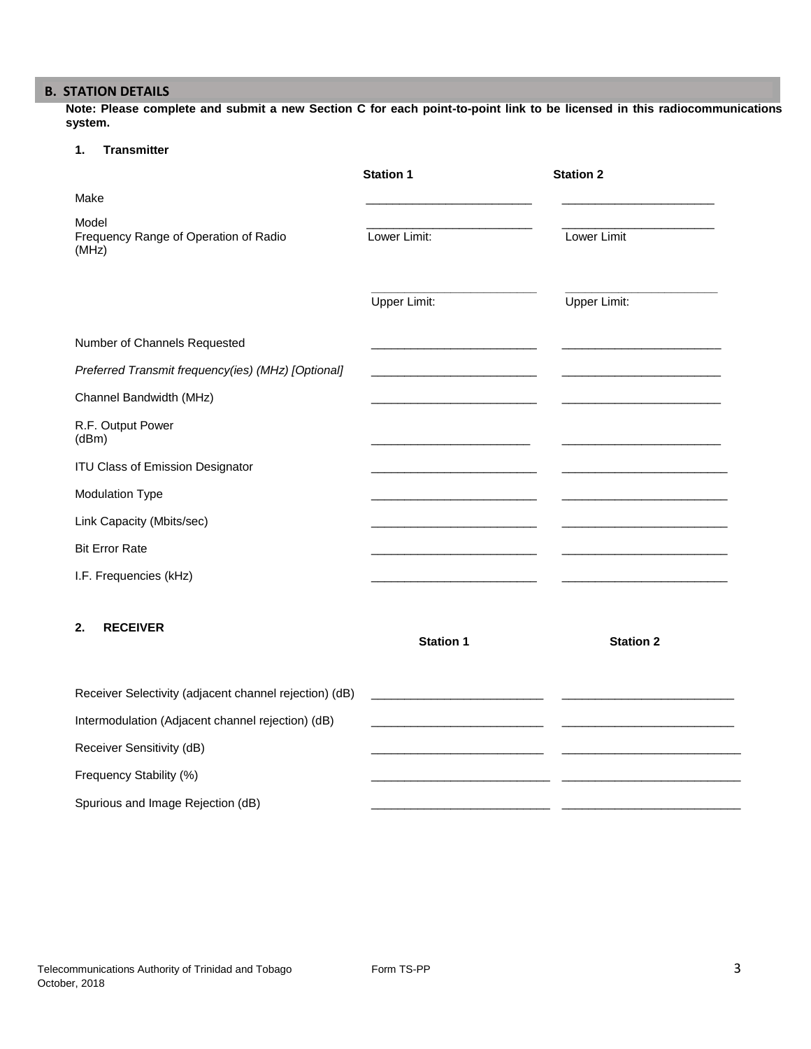## B. STATION DETAILS

**Note: Please complete and submit a new Section C for each point-to-point link to be licensed in this radiocommunications system.**

### 1. Transmitter

| | Station 1 | Station 2 |
|---|---|---|
| Make | | |
| Model | | |
| Frequency Range of Operation of Radio (MHz) | Lower Limit: | Lower Limit |
| | Upper Limit: | Upper Limit: |
| Number of Channels Requested | | |
| *Preferred Transmit frequency(ies) (MHz) [Optional]* | | |
| Channel Bandwidth (MHz) | | |
| R.F. Output Power (dBm) | | |
| ITU Class of Emission Designator | | |
| Modulation Type | | |
| Link Capacity (Mbits/sec) | | |
| Bit Error Rate | | |
| I.F. Frequencies (kHz) | | |

### 2. RECEIVER

| | Station 1 | Station 2 |
|---|---|---|
| Receiver Selectivity (adjacent channel rejection) (dB) | | |
| Intermodulation (Adjacent channel rejection) (dB) | | |
| Receiver Sensitivity (dB) | | |
| Frequency Stability (%) | | |
| Spurious and Image Rejection (dB) | | |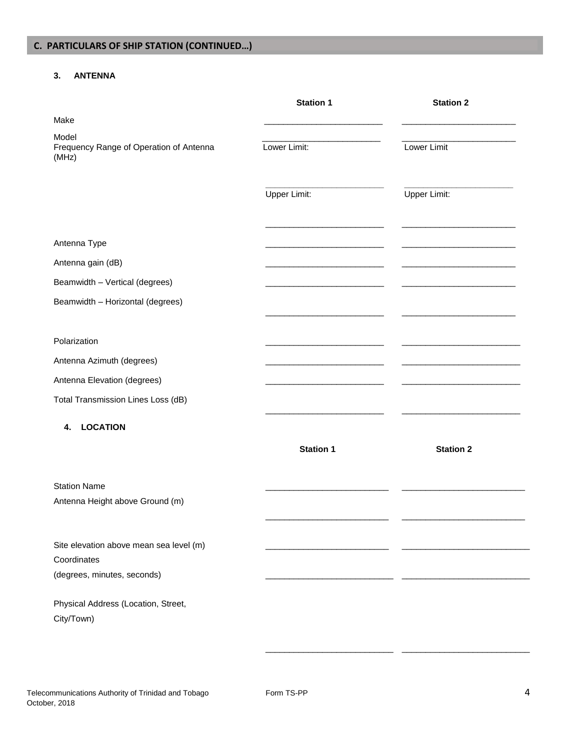## C. PARTICULARS OF SHIP STATION (CONTINUED…)

### 3. ANTENNA

| | Station 1 | Station 2 |
|---|---|---|
| Make | | |
| Model | | |
| Frequency Range of Operation of Antenna (MHz) | Lower Limit: | Lower Limit |
| | Upper Limit: | Upper Limit: |
| Antenna Type | | |
| Antenna gain (dB) | | |
| Beamwidth – Vertical (degrees) | | |
| Beamwidth – Horizontal (degrees) | | |
| Polarization | | |
| Antenna Azimuth (degrees) | | |
| Antenna Elevation (degrees) | | |
| Total Transmission Lines Loss (dB) | | |

### 4. LOCATION

| | Station 1 | Station 2 |
|---|---|---|
| Station Name | | |
| Antenna Height above Ground (m) | | |
| Site elevation above mean sea level (m) | | |
| Coordinates (degrees, minutes, seconds) | | |
| Physical Address (Location, Street, City/Town) | | |

Telecommunications Authority of Trinidad and Tobago
October, 2018

Form TS-PP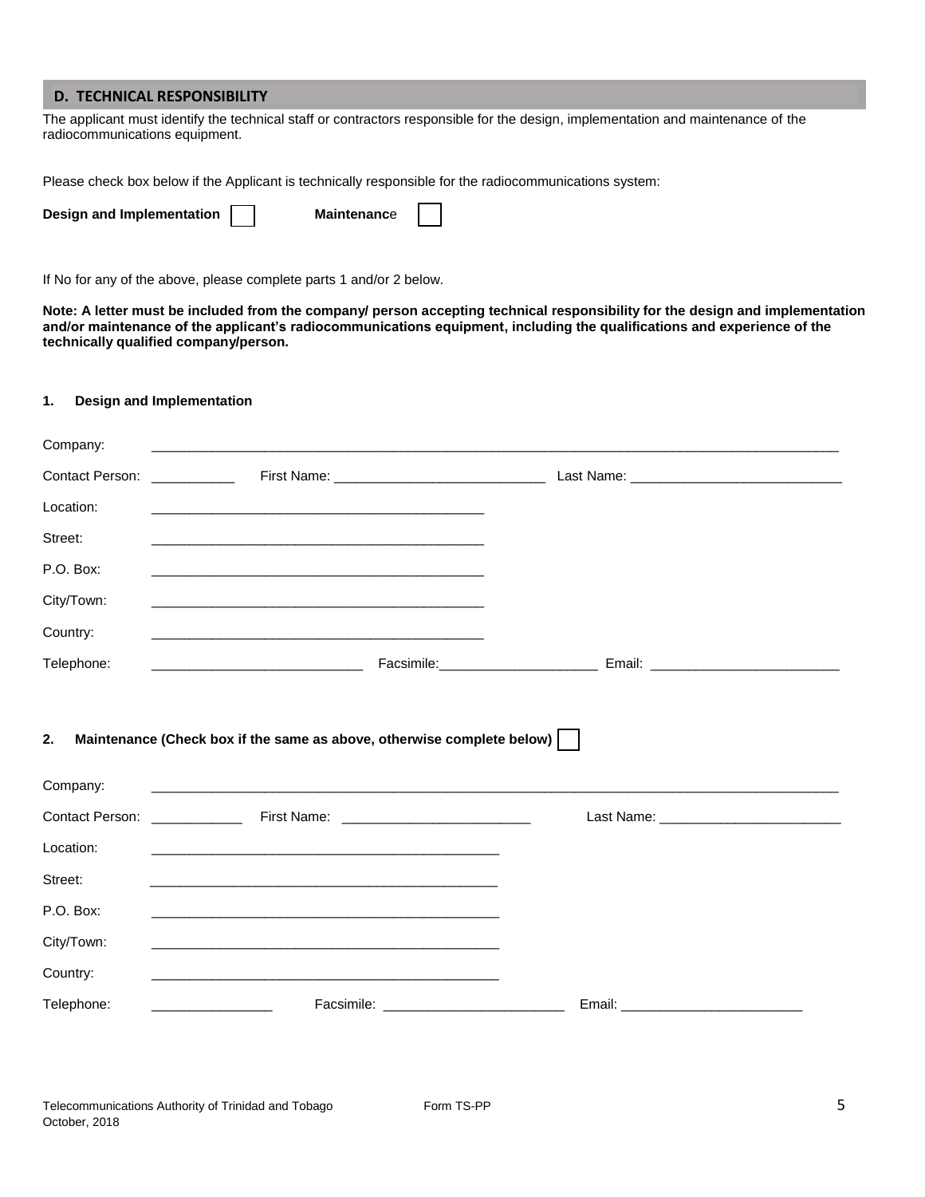## D. TECHNICAL RESPONSIBILITY

The applicant must identify the technical staff or contractors responsible for the design, implementation and maintenance of the radiocommunications equipment.

Please check box below if the Applicant is technically responsible for the radiocommunications system:

**Design and Implementation** ☐ **Maintenance** ☐

If No for any of the above, please complete parts 1 and/or 2 below.

**Note: A letter must be included from the company/ person accepting technical responsibility for the design and implementation and/or maintenance of the applicant's radiocommunications equipment, including the qualifications and experience of the technically qualified company/person.**

### 1. Design and Implementation

Company: ____________________________________________

Contact Person: ___________ First Name: ____________________________ Last Name: ____________________________

Location: ____________________________________________

Street: ____________________________________________

P.O. Box: ____________________________________________

City/Town: ____________________________________________

Country: ____________________________________________

Telephone: ____________________________ Facsimile: _____________________ Email: _________________________

### 2. Maintenance (Check box if the same as above, otherwise complete below) ☐

Company: ____________________________________________

Contact Person: ____________ First Name: _________________________ Last Name: ________________________

Location: ____________________________________________

Street: ____________________________________________

P.O. Box: ____________________________________________

City/Town: ____________________________________________

Country: ____________________________________________

Telephone: ________________ Facsimile: ________________________ Email: ________________________

Telecommunications Authority of Trinidad and Tobago Form TS-PP
October, 2018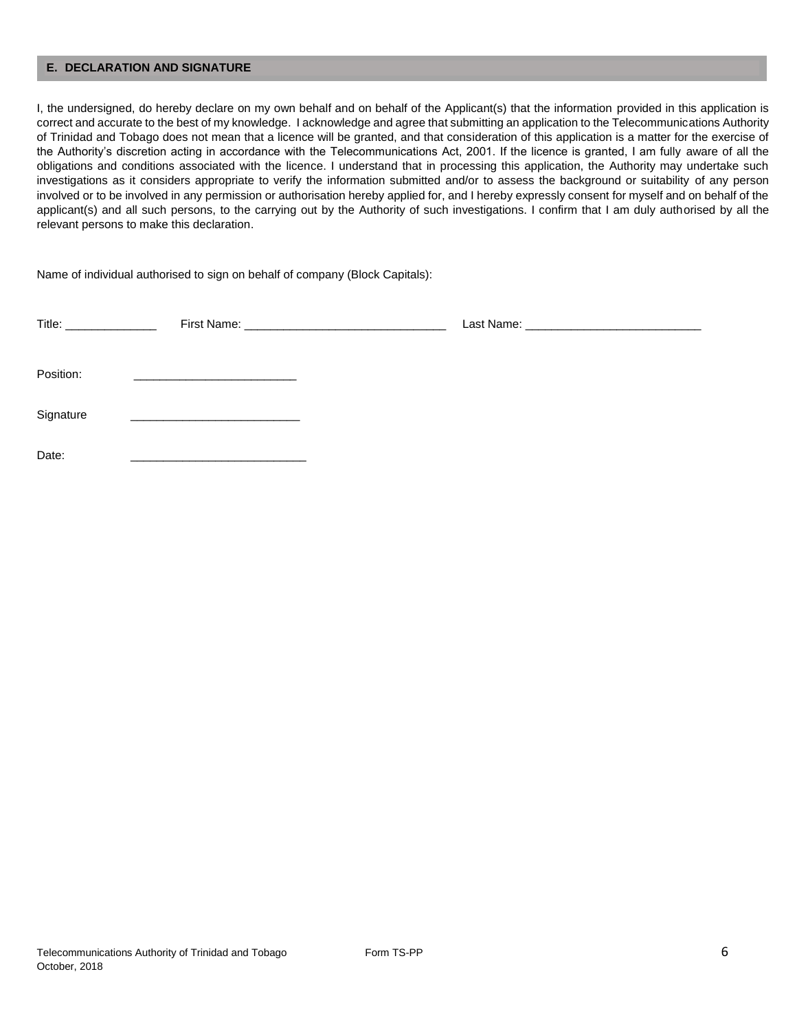## E. DECLARATION AND SIGNATURE

I, the undersigned, do hereby declare on my own behalf and on behalf of the Applicant(s) that the information provided in this application is correct and accurate to the best of my knowledge. I acknowledge and agree that submitting an application to the Telecommunications Authority of Trinidad and Tobago does not mean that a licence will be granted, and that consideration of this application is a matter for the exercise of the Authority's discretion acting in accordance with the Telecommunications Act, 2001. If the licence is granted, I am fully aware of all the obligations and conditions associated with the licence. I understand that in processing this application, the Authority may undertake such investigations as it considers appropriate to verify the information submitted and/or to assess the background or suitability of any person involved or to be involved in any permission or authorisation hereby applied for, and I hereby expressly consent for myself and on behalf of the applicant(s) and all such persons, to the carrying out by the Authority of such investigations. I confirm that I am duly authorised by all the relevant persons to make this declaration.

Name of individual authorised to sign on behalf of company (Block Capitals):

Title: ______________ First Name: _______________________________ Last Name: ___________________________

Position: _________________________

Signature __________________________

Date: ___________________________

Telecommunications Authority of Trinidad and Tobago
October, 2018

Form TS-PP